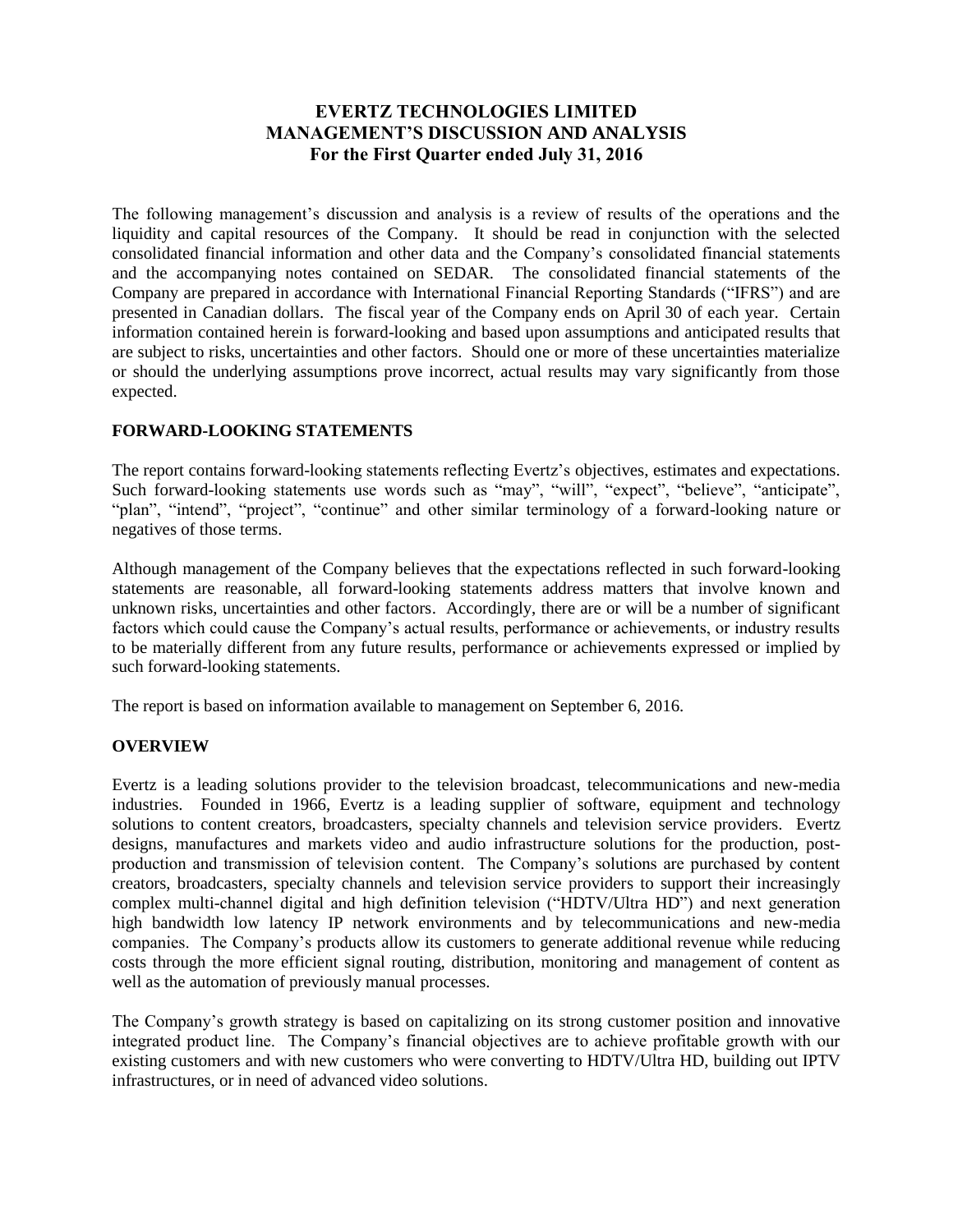# EVERTZ TECHNOLOGIES LIMITED
# MANAGEMENT'S DISCUSSION AND ANALYSIS
## For the First Quarter ended July 31, 2016

The following management's discussion and analysis is a review of results of the operations and the liquidity and capital resources of the Company. It should be read in conjunction with the selected consolidated financial information and other data and the Company's consolidated financial statements and the accompanying notes contained on SEDAR. The consolidated financial statements of the Company are prepared in accordance with International Financial Reporting Standards ("IFRS") and are presented in Canadian dollars. The fiscal year of the Company ends on April 30 of each year. Certain information contained herein is forward-looking and based upon assumptions and anticipated results that are subject to risks, uncertainties and other factors. Should one or more of these uncertainties materialize or should the underlying assumptions prove incorrect, actual results may vary significantly from those expected.

### FORWARD-LOOKING STATEMENTS

The report contains forward-looking statements reflecting Evertz's objectives, estimates and expectations. Such forward-looking statements use words such as "may", "will", "expect", "believe", "anticipate", "plan", "intend", "project", "continue" and other similar terminology of a forward-looking nature or negatives of those terms.

Although management of the Company believes that the expectations reflected in such forward-looking statements are reasonable, all forward-looking statements address matters that involve known and unknown risks, uncertainties and other factors. Accordingly, there are or will be a number of significant factors which could cause the Company's actual results, performance or achievements, or industry results to be materially different from any future results, performance or achievements expressed or implied by such forward-looking statements.

The report is based on information available to management on September 6, 2016.

### OVERVIEW

Evertz is a leading solutions provider to the television broadcast, telecommunications and new-media industries. Founded in 1966, Evertz is a leading supplier of software, equipment and technology solutions to content creators, broadcasters, specialty channels and television service providers. Evertz designs, manufactures and markets video and audio infrastructure solutions for the production, post-production and transmission of television content. The Company's solutions are purchased by content creators, broadcasters, specialty channels and television service providers to support their increasingly complex multi-channel digital and high definition television ("HDTV/Ultra HD") and next generation high bandwidth low latency IP network environments and by telecommunications and new-media companies. The Company's products allow its customers to generate additional revenue while reducing costs through the more efficient signal routing, distribution, monitoring and management of content as well as the automation of previously manual processes.

The Company's growth strategy is based on capitalizing on its strong customer position and innovative integrated product line. The Company's financial objectives are to achieve profitable growth with our existing customers and with new customers who were converting to HDTV/Ultra HD, building out IPTV infrastructures, or in need of advanced video solutions.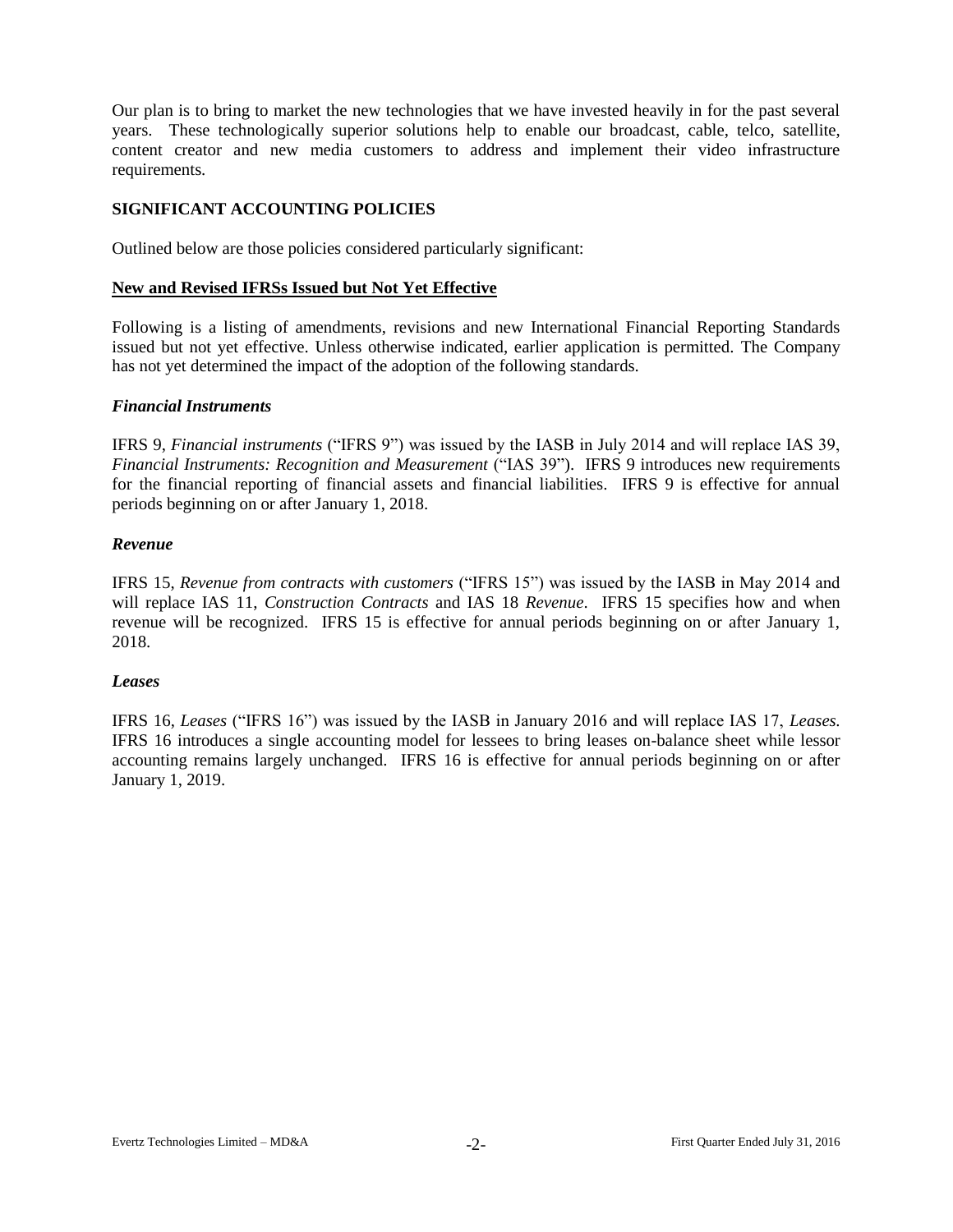Our plan is to bring to market the new technologies that we have invested heavily in for the past several years. These technologically superior solutions help to enable our broadcast, cable, telco, satellite, content creator and new media customers to address and implement their video infrastructure requirements.

## SIGNIFICANT ACCOUNTING POLICIES

Outlined below are those policies considered particularly significant:

### New and Revised IFRSs Issued but Not Yet Effective

Following is a listing of amendments, revisions and new International Financial Reporting Standards issued but not yet effective. Unless otherwise indicated, earlier application is permitted. The Company has not yet determined the impact of the adoption of the following standards.

#### *Financial Instruments*

IFRS 9, *Financial instruments* ("IFRS 9") was issued by the IASB in July 2014 and will replace IAS 39, *Financial Instruments: Recognition and Measurement* ("IAS 39"). IFRS 9 introduces new requirements for the financial reporting of financial assets and financial liabilities. IFRS 9 is effective for annual periods beginning on or after January 1, 2018.

#### *Revenue*

IFRS 15, *Revenue from contracts with customers* ("IFRS 15") was issued by the IASB in May 2014 and will replace IAS 11, *Construction Contracts* and IAS 18 *Revenue*. IFRS 15 specifies how and when revenue will be recognized. IFRS 15 is effective for annual periods beginning on or after January 1, 2018.

#### *Leases*

IFRS 16, *Leases* ("IFRS 16") was issued by the IASB in January 2016 and will replace IAS 17, *Leases.* IFRS 16 introduces a single accounting model for lessees to bring leases on-balance sheet while lessor accounting remains largely unchanged. IFRS 16 is effective for annual periods beginning on or after January 1, 2019.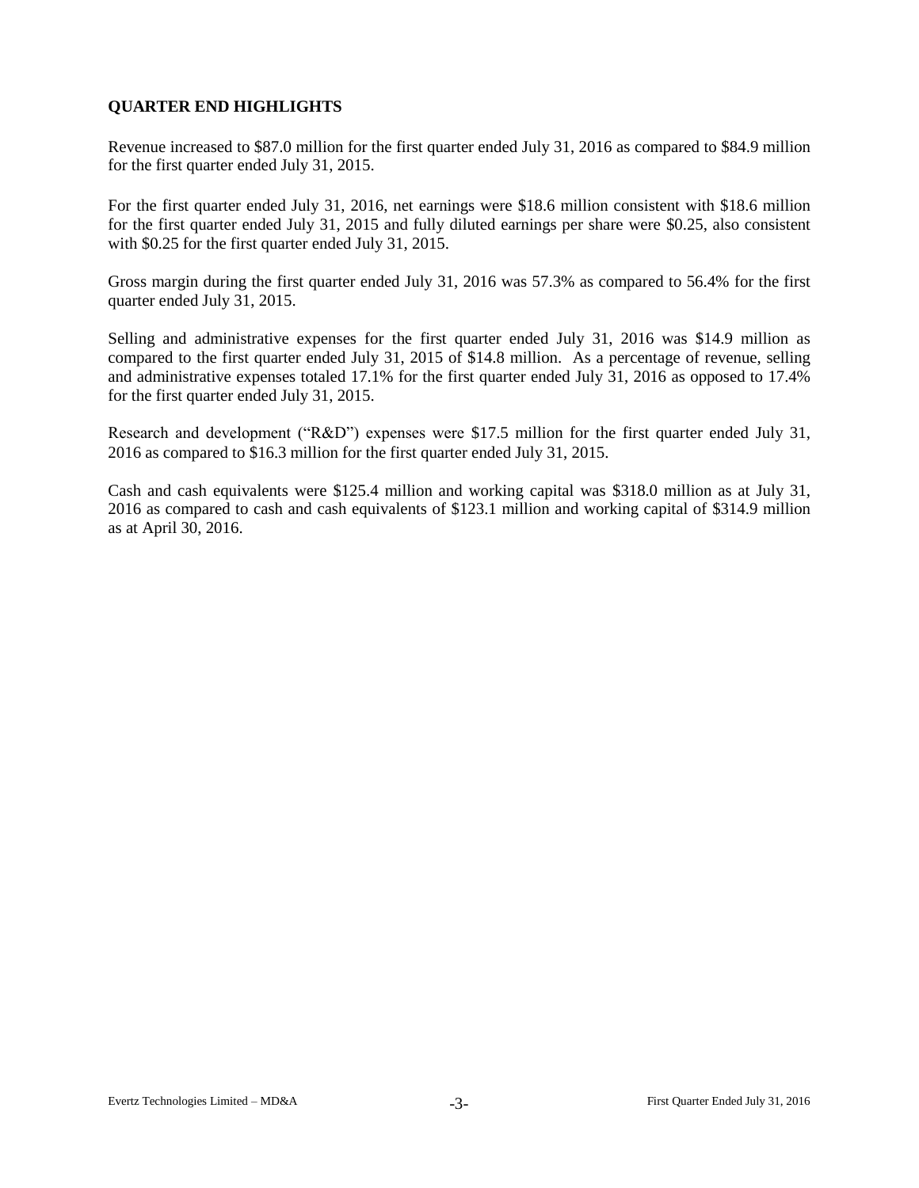## QUARTER END HIGHLIGHTS

Revenue increased to $87.0 million for the first quarter ended July 31, 2016 as compared to $84.9 million for the first quarter ended July 31, 2015.

For the first quarter ended July 31, 2016, net earnings were $18.6 million consistent with $18.6 million for the first quarter ended July 31, 2015 and fully diluted earnings per share were $0.25, also consistent with $0.25 for the first quarter ended July 31, 2015.

Gross margin during the first quarter ended July 31, 2016 was 57.3% as compared to 56.4% for the first quarter ended July 31, 2015.

Selling and administrative expenses for the first quarter ended July 31, 2016 was $14.9 million as compared to the first quarter ended July 31, 2015 of $14.8 million. As a percentage of revenue, selling and administrative expenses totaled 17.1% for the first quarter ended July 31, 2016 as opposed to 17.4% for the first quarter ended July 31, 2015.

Research and development ("R&D") expenses were $17.5 million for the first quarter ended July 31, 2016 as compared to $16.3 million for the first quarter ended July 31, 2015.

Cash and cash equivalents were $125.4 million and working capital was $318.0 million as at July 31, 2016 as compared to cash and cash equivalents of $123.1 million and working capital of $314.9 million as at April 30, 2016.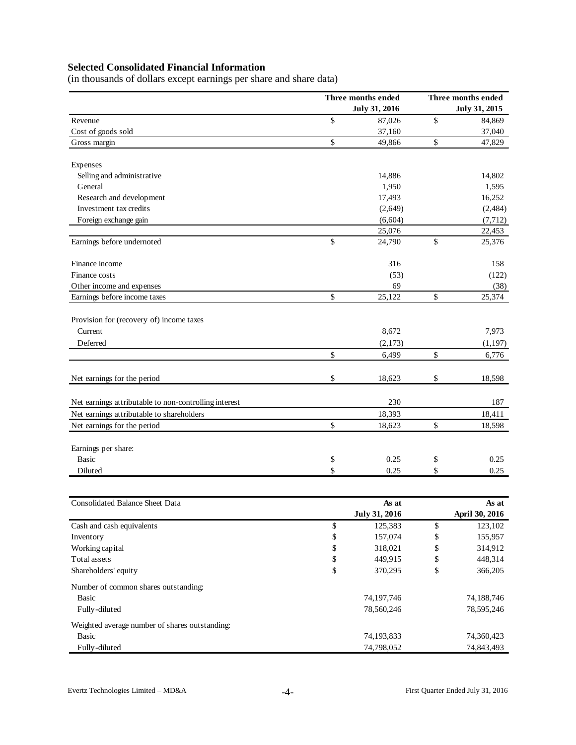## Selected Consolidated Financial Information

(in thousands of dollars except earnings per share and share data)

| | Three months ended July 31, 2016 | Three months ended July 31, 2015 |
|---|---|---|
| Revenue | $ 87,026 | $ 84,869 |
| Cost of goods sold | 37,160 | 37,040 |
| Gross margin | $ 49,866 | $ 47,829 |
| | | |
| Expenses | | |
| Selling and administrative | 14,886 | 14,802 |
| General | 1,950 | 1,595 |
| Research and development | 17,493 | 16,252 |
| Investment tax credits | (2,649) | (2,484) |
| Foreign exchange gain | (6,604) | (7,712) |
| | 25,076 | 22,453 |
| Earnings before undernoted | $ 24,790 | $ 25,376 |
| | | |
| Finance income | 316 | 158 |
| Finance costs | (53) | (122) |
| Other income and expenses | 69 | (38) |
| Earnings before income taxes | $ 25,122 | $ 25,374 |
| | | |
| Provision for (recovery of) income taxes | | |
| Current | 8,672 | 7,973 |
| Deferred | (2,173) | (1,197) |
| | $ 6,499 | $ 6,776 |
| | | |
| Net earnings for the period | $ 18,623 | $ 18,598 |
| | | |
| Net earnings attributable to non-controlling interest | 230 | 187 |
| Net earnings attributable to shareholders | 18,393 | 18,411 |
| Net earnings for the period | $ 18,623 | $ 18,598 |
| | | |
| Earnings per share: | | |
| Basic | $ 0.25 | $ 0.25 |
| Diluted | $ 0.25 | $ 0.25 |

| Consolidated Balance Sheet Data | As at July 31, 2016 | As at April 30, 2016 |
|---|---|---|
| Cash and cash equivalents | $ 125,383 | $ 123,102 |
| Inventory | $ 157,074 | $ 155,957 |
| Working capital | $ 318,021 | $ 314,912 |
| Total assets | $ 449,915 | $ 448,314 |
| Shareholders' equity | $ 370,295 | $ 366,205 |
| Number of common shares outstanding: | | |
| Basic | 74,197,746 | 74,188,746 |
| Fully-diluted | 78,560,246 | 78,595,246 |
| Weighted average number of shares outstanding: | | |
| Basic | 74,193,833 | 74,360,423 |
| Fully-diluted | 74,798,052 | 74,843,493 |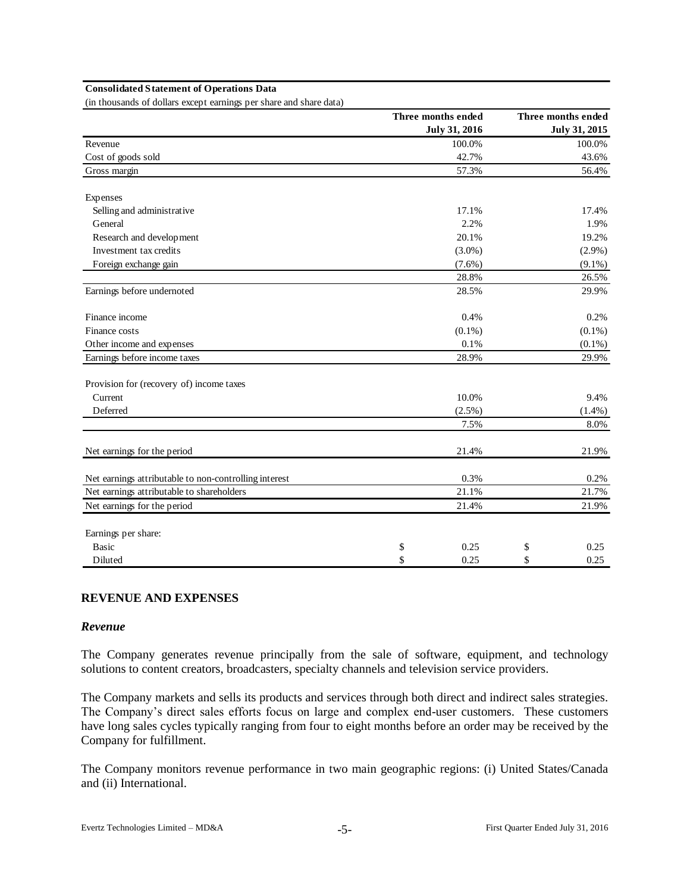**Consolidated Statement of Operations Data**

(in thousands of dollars except earnings per share and share data)

| | Three months ended July 31, 2016 | Three months ended July 31, 2015 |
|---|---|---|
| Revenue | 100.0% | 100.0% |
| Cost of goods sold | 42.7% | 43.6% |
| Gross margin | 57.3% | 56.4% |
| | | |
| Expenses | | |
| Selling and administrative | 17.1% | 17.4% |
| General | 2.2% | 1.9% |
| Research and development | 20.1% | 19.2% |
| Investment tax credits | (3.0%) | (2.9%) |
| Foreign exchange gain | (7.6%) | (9.1%) |
| | 28.8% | 26.5% |
| Earnings before undernoted | 28.5% | 29.9% |
| | | |
| Finance income | 0.4% | 0.2% |
| Finance costs | (0.1%) | (0.1%) |
| Other income and expenses | 0.1% | (0.1%) |
| Earnings before income taxes | 28.9% | 29.9% |
| | | |
| Provision for (recovery of) income taxes | | |
| Current | 10.0% | 9.4% |
| Deferred | (2.5%) | (1.4%) |
| | 7.5% | 8.0% |
| | | |
| Net earnings for the period | 21.4% | 21.9% |
| | | |
| Net earnings attributable to non-controlling interest | 0.3% | 0.2% |
| Net earnings attributable to shareholders | 21.1% | 21.7% |
| Net earnings for the period | 21.4% | 21.9% |
| | | |
| Earnings per share: | | |
| Basic | $ 0.25 | $ 0.25 |
| Diluted | $ 0.25 | $ 0.25 |

## REVENUE AND EXPENSES

### *Revenue*

The Company generates revenue principally from the sale of software, equipment, and technology solutions to content creators, broadcasters, specialty channels and television service providers.

The Company markets and sells its products and services through both direct and indirect sales strategies. The Company's direct sales efforts focus on large and complex end-user customers. These customers have long sales cycles typically ranging from four to eight months before an order may be received by the Company for fulfillment.

The Company monitors revenue performance in two main geographic regions: (i) United States/Canada and (ii) International.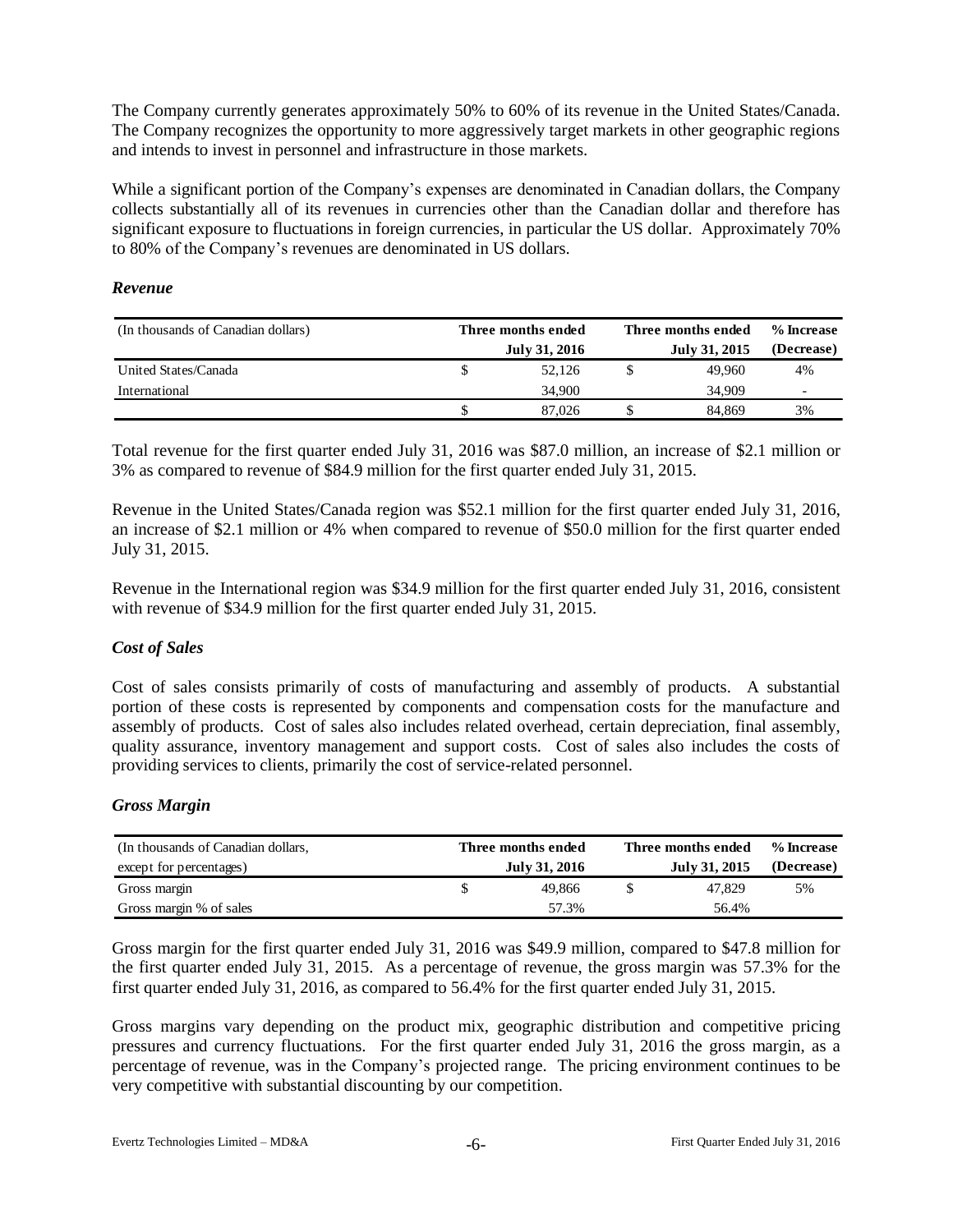The Company currently generates approximately 50% to 60% of its revenue in the United States/Canada. The Company recognizes the opportunity to more aggressively target markets in other geographic regions and intends to invest in personnel and infrastructure in those markets.

While a significant portion of the Company's expenses are denominated in Canadian dollars, the Company collects substantially all of its revenues in currencies other than the Canadian dollar and therefore has significant exposure to fluctuations in foreign currencies, in particular the US dollar. Approximately 70% to 80% of the Company's revenues are denominated in US dollars.

### *Revenue*

| (In thousands of Canadian dollars) | Three months ended July 31, 2016 | Three months ended July 31, 2015 | % Increase (Decrease) |
|---|---|---|---|
| United States/Canada | $ 52,126 | $ 49,960 | 4% |
| International | 34,900 | 34,909 | - |
| | $ 87,026 | $ 84,869 | 3% |

Total revenue for the first quarter ended July 31, 2016 was $87.0 million, an increase of $2.1 million or 3% as compared to revenue of $84.9 million for the first quarter ended July 31, 2015.

Revenue in the United States/Canada region was $52.1 million for the first quarter ended July 31, 2016, an increase of $2.1 million or 4% when compared to revenue of $50.0 million for the first quarter ended July 31, 2015.

Revenue in the International region was $34.9 million for the first quarter ended July 31, 2016, consistent with revenue of $34.9 million for the first quarter ended July 31, 2015.

### *Cost of Sales*

Cost of sales consists primarily of costs of manufacturing and assembly of products. A substantial portion of these costs is represented by components and compensation costs for the manufacture and assembly of products. Cost of sales also includes related overhead, certain depreciation, final assembly, quality assurance, inventory management and support costs. Cost of sales also includes the costs of providing services to clients, primarily the cost of service-related personnel.

### *Gross Margin*

| (In thousands of Canadian dollars, except for percentages) | Three months ended July 31, 2016 | Three months ended July 31, 2015 | % Increase (Decrease) |
|---|---|---|---|
| Gross margin | $ 49,866 | $ 47,829 | 5% |
| Gross margin % of sales | 57.3% | 56.4% | |

Gross margin for the first quarter ended July 31, 2016 was $49.9 million, compared to $47.8 million for the first quarter ended July 31, 2015. As a percentage of revenue, the gross margin was 57.3% for the first quarter ended July 31, 2016, as compared to 56.4% for the first quarter ended July 31, 2015.

Gross margins vary depending on the product mix, geographic distribution and competitive pricing pressures and currency fluctuations. For the first quarter ended July 31, 2016 the gross margin, as a percentage of revenue, was in the Company's projected range. The pricing environment continues to be very competitive with substantial discounting by our competition.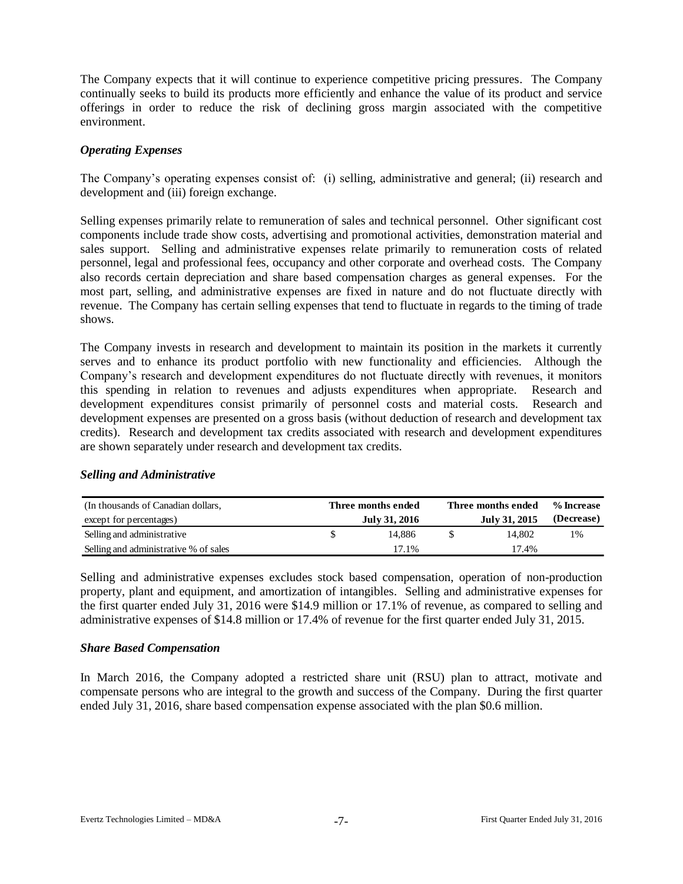The Company expects that it will continue to experience competitive pricing pressures. The Company continually seeks to build its products more efficiently and enhance the value of its product and service offerings in order to reduce the risk of declining gross margin associated with the competitive environment.

### *Operating Expenses*

The Company's operating expenses consist of: (i) selling, administrative and general; (ii) research and development and (iii) foreign exchange.

Selling expenses primarily relate to remuneration of sales and technical personnel. Other significant cost components include trade show costs, advertising and promotional activities, demonstration material and sales support. Selling and administrative expenses relate primarily to remuneration costs of related personnel, legal and professional fees, occupancy and other corporate and overhead costs. The Company also records certain depreciation and share based compensation charges as general expenses. For the most part, selling, and administrative expenses are fixed in nature and do not fluctuate directly with revenue. The Company has certain selling expenses that tend to fluctuate in regards to the timing of trade shows.

The Company invests in research and development to maintain its position in the markets it currently serves and to enhance its product portfolio with new functionality and efficiencies. Although the Company's research and development expenditures do not fluctuate directly with revenues, it monitors this spending in relation to revenues and adjusts expenditures when appropriate. Research and development expenditures consist primarily of personnel costs and material costs. Research and development expenses are presented on a gross basis (without deduction of research and development tax credits). Research and development tax credits associated with research and development expenditures are shown separately under research and development tax credits.

### *Selling and Administrative*

| (In thousands of Canadian dollars, except for percentages) | Three months ended July 31, 2016 | Three months ended July 31, 2015 | % Increase (Decrease) |
|---|---|---|---|
| Selling and administrative | $ 14,886 | $ 14,802 | 1% |
| Selling and administrative % of sales | 17.1% | 17.4% | |

Selling and administrative expenses excludes stock based compensation, operation of non-production property, plant and equipment, and amortization of intangibles. Selling and administrative expenses for the first quarter ended July 31, 2016 were $14.9 million or 17.1% of revenue, as compared to selling and administrative expenses of $14.8 million or 17.4% of revenue for the first quarter ended July 31, 2015.

### *Share Based Compensation*

In March 2016, the Company adopted a restricted share unit (RSU) plan to attract, motivate and compensate persons who are integral to the growth and success of the Company. During the first quarter ended July 31, 2016, share based compensation expense associated with the plan $0.6 million.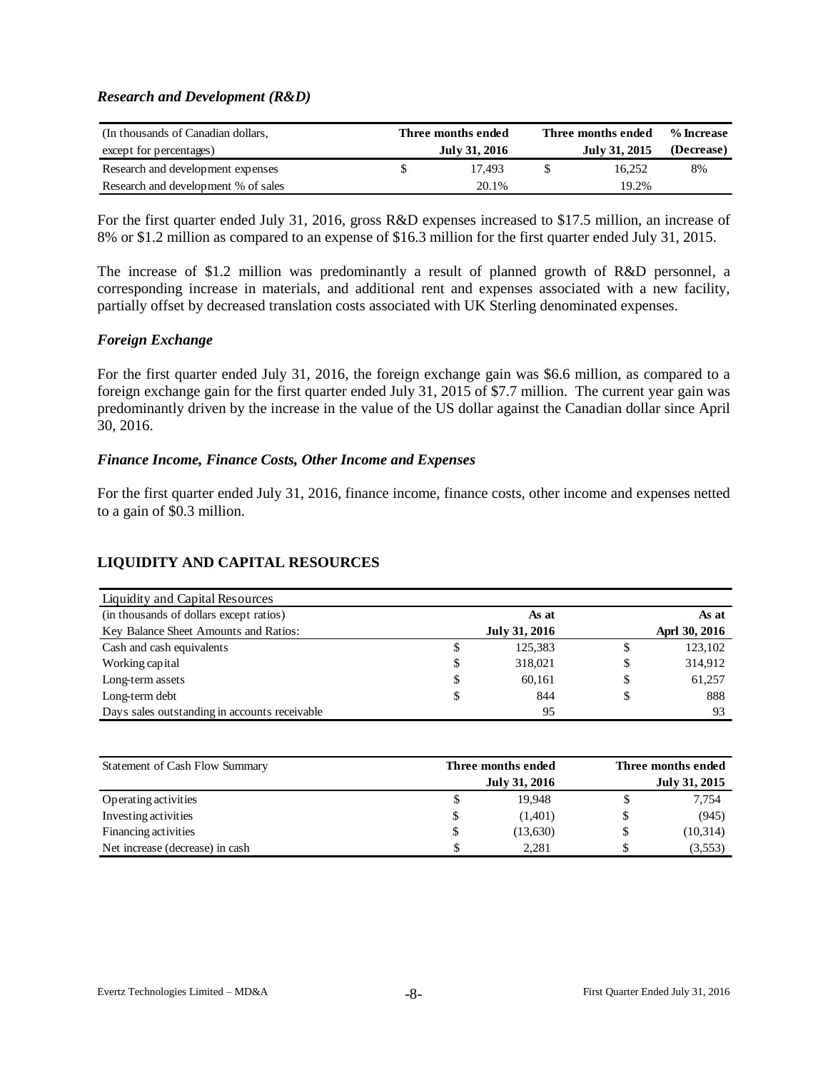### *Research and Development (R&D)*

| (In thousands of Canadian dollars, except for percentages) | Three months ended July 31, 2016 | Three months ended July 31, 2015 | % Increase (Decrease) |
|---|---|---|---|
| Research and development expenses | $ 17,493 | $ 16,252 | 8% |
| Research and development % of sales | 20.1% | 19.2% | |

For the first quarter ended July 31, 2016, gross R&D expenses increased to $17.5 million, an increase of 8% or $1.2 million as compared to an expense of $16.3 million for the first quarter ended July 31, 2015.

The increase of $1.2 million was predominantly a result of planned growth of R&D personnel, a corresponding increase in materials, and additional rent and expenses associated with a new facility, partially offset by decreased translation costs associated with UK Sterling denominated expenses.

### *Foreign Exchange*

For the first quarter ended July 31, 2016, the foreign exchange gain was $6.6 million, as compared to a foreign exchange gain for the first quarter ended July 31, 2015 of $7.7 million. The current year gain was predominantly driven by the increase in the value of the US dollar against the Canadian dollar since April 30, 2016.

### *Finance Income, Finance Costs, Other Income and Expenses*

For the first quarter ended July 31, 2016, finance income, finance costs, other income and expenses netted to a gain of $0.3 million.

## LIQUIDITY AND CAPITAL RESOURCES

| Liquidity and Capital Resources | | |
|---|---|---|
| (in thousands of dollars except ratios) | As at | As at |
| Key Balance Sheet Amounts and Ratios: | July 31, 2016 | Aprl 30, 2016 |
| Cash and cash equivalents | $ 125,383 | $ 123,102 |
| Working capital | $ 318,021 | $ 314,912 |
| Long-term assets | $ 60,161 | $ 61,257 |
| Long-term debt | $ 844 | $ 888 |
| Days sales outstanding in accounts receivable | 95 | 93 |

| Statement of Cash Flow Summary | Three months ended July 31, 2016 | Three months ended July 31, 2015 |
|---|---|---|
| Operating activities | $ 19,948 | $ 7,754 |
| Investing activities | $ (1,401) | $ (945) |
| Financing activities | $ (13,630) | $ (10,314) |
| Net increase (decrease) in cash | $ 2,281 | $ (3,553) |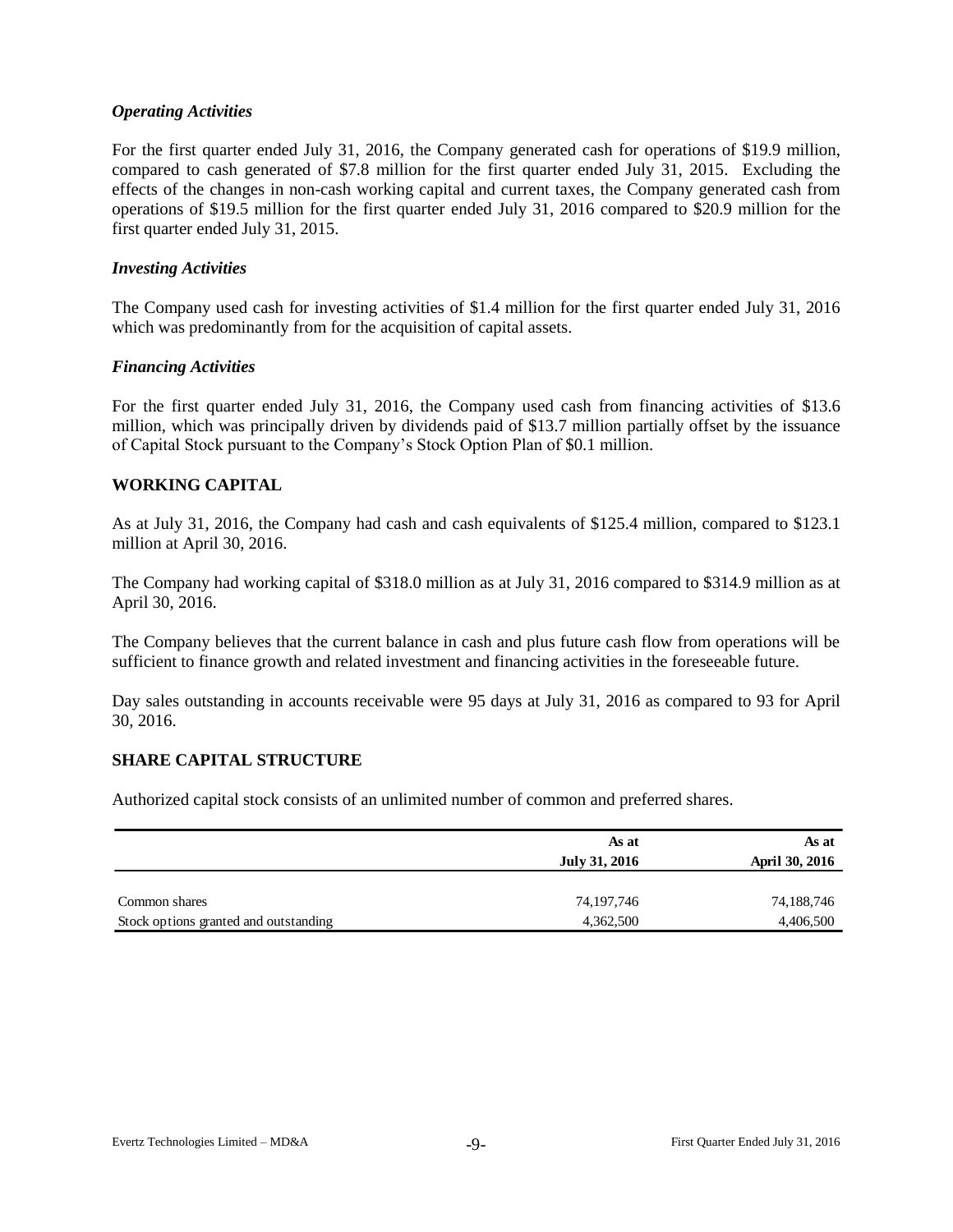### *Operating Activities*

For the first quarter ended July 31, 2016, the Company generated cash for operations of $19.9 million, compared to cash generated of $7.8 million for the first quarter ended July 31, 2015. Excluding the effects of the changes in non-cash working capital and current taxes, the Company generated cash from operations of $19.5 million for the first quarter ended July 31, 2016 compared to $20.9 million for the first quarter ended July 31, 2015.

### *Investing Activities*

The Company used cash for investing activities of $1.4 million for the first quarter ended July 31, 2016 which was predominantly from for the acquisition of capital assets.

### *Financing Activities*

For the first quarter ended July 31, 2016, the Company used cash from financing activities of $13.6 million, which was principally driven by dividends paid of $13.7 million partially offset by the issuance of Capital Stock pursuant to the Company's Stock Option Plan of $0.1 million.

## WORKING CAPITAL

As at July 31, 2016, the Company had cash and cash equivalents of $125.4 million, compared to $123.1 million at April 30, 2016.

The Company had working capital of $318.0 million as at July 31, 2016 compared to $314.9 million as at April 30, 2016.

The Company believes that the current balance in cash and plus future cash flow from operations will be sufficient to finance growth and related investment and financing activities in the foreseeable future.

Day sales outstanding in accounts receivable were 95 days at July 31, 2016 as compared to 93 for April 30, 2016.

## SHARE CAPITAL STRUCTURE

Authorized capital stock consists of an unlimited number of common and preferred shares.

| | As at<br>July 31, 2016 | As at<br>April 30, 2016 |
|---|---|---|
| Common shares | 74,197,746 | 74,188,746 |
| Stock options granted and outstanding | 4,362,500 | 4,406,500 |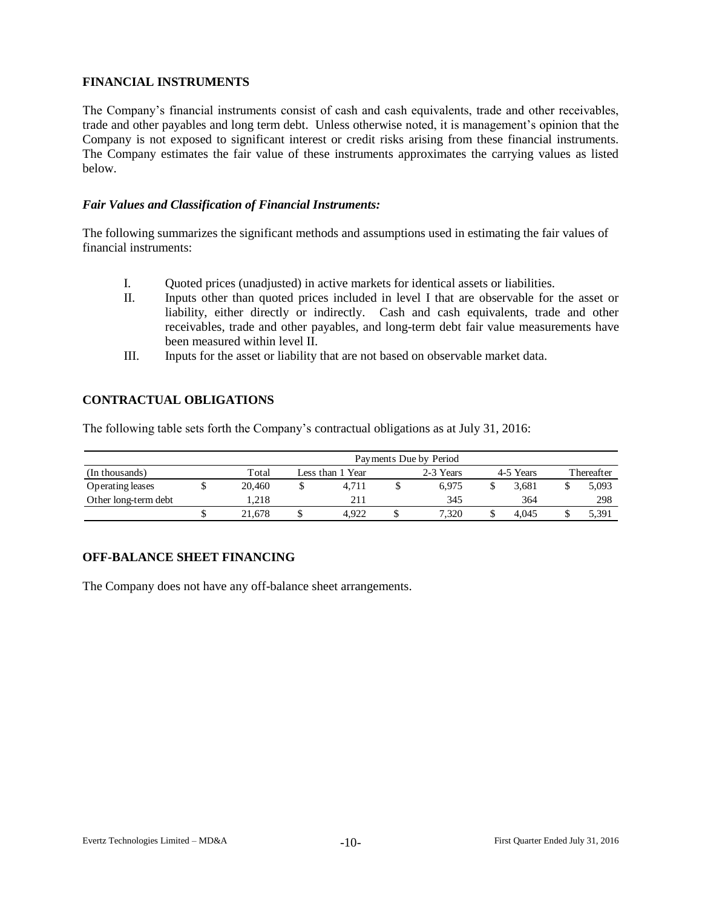## FINANCIAL INSTRUMENTS

The Company's financial instruments consist of cash and cash equivalents, trade and other receivables, trade and other payables and long term debt. Unless otherwise noted, it is management's opinion that the Company is not exposed to significant interest or credit risks arising from these financial instruments. The Company estimates the fair value of these instruments approximates the carrying values as listed below.

### *Fair Values and Classification of Financial Instruments:*

The following summarizes the significant methods and assumptions used in estimating the fair values of financial instruments:

I. Quoted prices (unadjusted) in active markets for identical assets or liabilities.

II. Inputs other than quoted prices included in level I that are observable for the asset or liability, either directly or indirectly. Cash and cash equivalents, trade and other receivables, trade and other payables, and long-term debt fair value measurements have been measured within level II.

III. Inputs for the asset or liability that are not based on observable market data.

## CONTRACTUAL OBLIGATIONS

The following table sets forth the Company's contractual obligations as at July 31, 2016:

| | Payments Due by Period | | | | |
|---|---|---|---|---|---|
| (In thousands) | Total | Less than 1 Year | 2-3 Years | 4-5 Years | Thereafter |
| Operating leases | $ 20,460 | $ 4,711 | $ 6,975 | $ 3,681 | $ 5,093 |
| Other long-term debt | 1,218 | 211 | 345 | 364 | 298 |
| | $ 21,678 | $ 4,922 | $ 7,320 | $ 4,045 | $ 5,391 |

## OFF-BALANCE SHEET FINANCING

The Company does not have any off-balance sheet arrangements.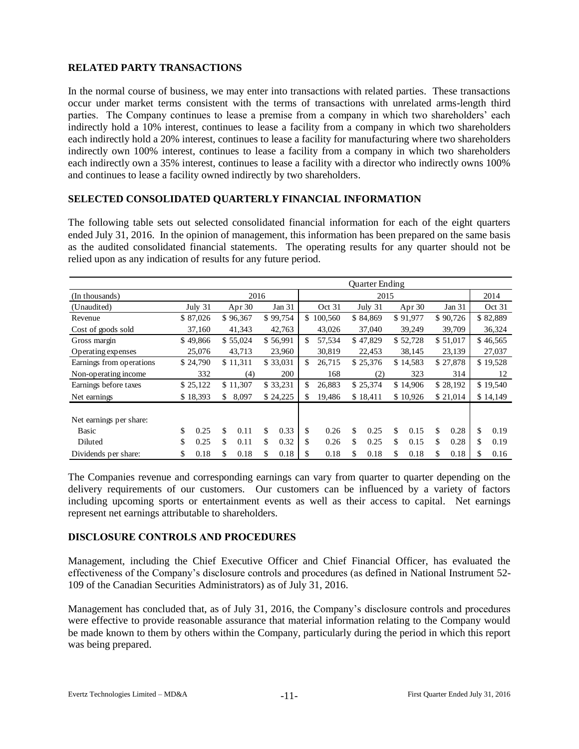## RELATED PARTY TRANSACTIONS

In the normal course of business, we may enter into transactions with related parties. These transactions occur under market terms consistent with the terms of transactions with unrelated arms-length third parties. The Company continues to lease a premise from a company in which two shareholders' each indirectly hold a 10% interest, continues to lease a facility from a company in which two shareholders each indirectly hold a 20% interest, continues to lease a facility for manufacturing where two shareholders indirectly own 100% interest, continues to lease a facility from a company in which two shareholders each indirectly own a 35% interest, continues to lease a facility with a director who indirectly owns 100% and continues to lease a facility owned indirectly by two shareholders.

## SELECTED CONSOLIDATED QUARTERLY FINANCIAL INFORMATION

The following table sets out selected consolidated financial information for each of the eight quarters ended July 31, 2016. In the opinion of management, this information has been prepared on the same basis as the audited consolidated financial statements. The operating results for any quarter should not be relied upon as any indication of results for any future period.

| | Quarter Ending | | | | | | | |
|---|---|---|---|---|---|---|---|---|
| (In thousands) | 2016 | | | 2015 | | | | 2014 |
| (Unaudited) | July 31 | Apr 30 | Jan 31 | Oct 31 | July 31 | Apr 30 | Jan 31 | Oct 31 |
| Revenue | $ 87,026 | $ 96,367 | $ 99,754 | $ 100,560 | $ 84,869 | $ 91,977 | $ 90,726 | $ 82,889 |
| Cost of goods sold | 37,160 | 41,343 | 42,763 | 43,026 | 37,040 | 39,249 | 39,709 | 36,324 |
| Gross margin | $ 49,866 | $ 55,024 | $ 56,991 | $ 57,534 | $ 47,829 | $ 52,728 | $ 51,017 | $ 46,565 |
| Operating expenses | 25,076 | 43,713 | 23,960 | 30,819 | 22,453 | 38,145 | 23,139 | 27,037 |
| Earnings from operations | $ 24,790 | $ 11,311 | $ 33,031 | $ 26,715 | $ 25,376 | $ 14,583 | $ 27,878 | $ 19,528 |
| Non-operating income | 332 | (4) | 200 | 168 | (2) | 323 | 314 | 12 |
| Earnings before taxes | $ 25,122 | $ 11,307 | $ 33,231 | $ 26,883 | $ 25,374 | $ 14,906 | $ 28,192 | $ 19,540 |
| Net earnings | $ 18,393 | $ 8,097 | $ 24,225 | $ 19,486 | $ 18,411 | $ 10,926 | $ 21,014 | $ 14,149 |
| Net earnings per share: | | | | | | | | |
| Basic | $ 0.25 | $ 0.11 | $ 0.33 | $ 0.26 | $ 0.25 | $ 0.15 | $ 0.28 | $ 0.19 |
| Diluted | $ 0.25 | $ 0.11 | $ 0.32 | $ 0.26 | $ 0.25 | $ 0.15 | $ 0.28 | $ 0.19 |
| Dividends per share: | $ 0.18 | $ 0.18 | $ 0.18 | $ 0.18 | $ 0.18 | $ 0.18 | $ 0.18 | $ 0.16 |

The Companies revenue and corresponding earnings can vary from quarter to quarter depending on the delivery requirements of our customers. Our customers can be influenced by a variety of factors including upcoming sports or entertainment events as well as their access to capital. Net earnings represent net earnings attributable to shareholders.

## DISCLOSURE CONTROLS AND PROCEDURES

Management, including the Chief Executive Officer and Chief Financial Officer, has evaluated the effectiveness of the Company's disclosure controls and procedures (as defined in National Instrument 52-109 of the Canadian Securities Administrators) as of July 31, 2016.

Management has concluded that, as of July 31, 2016, the Company's disclosure controls and procedures were effective to provide reasonable assurance that material information relating to the Company would be made known to them by others within the Company, particularly during the period in which this report was being prepared.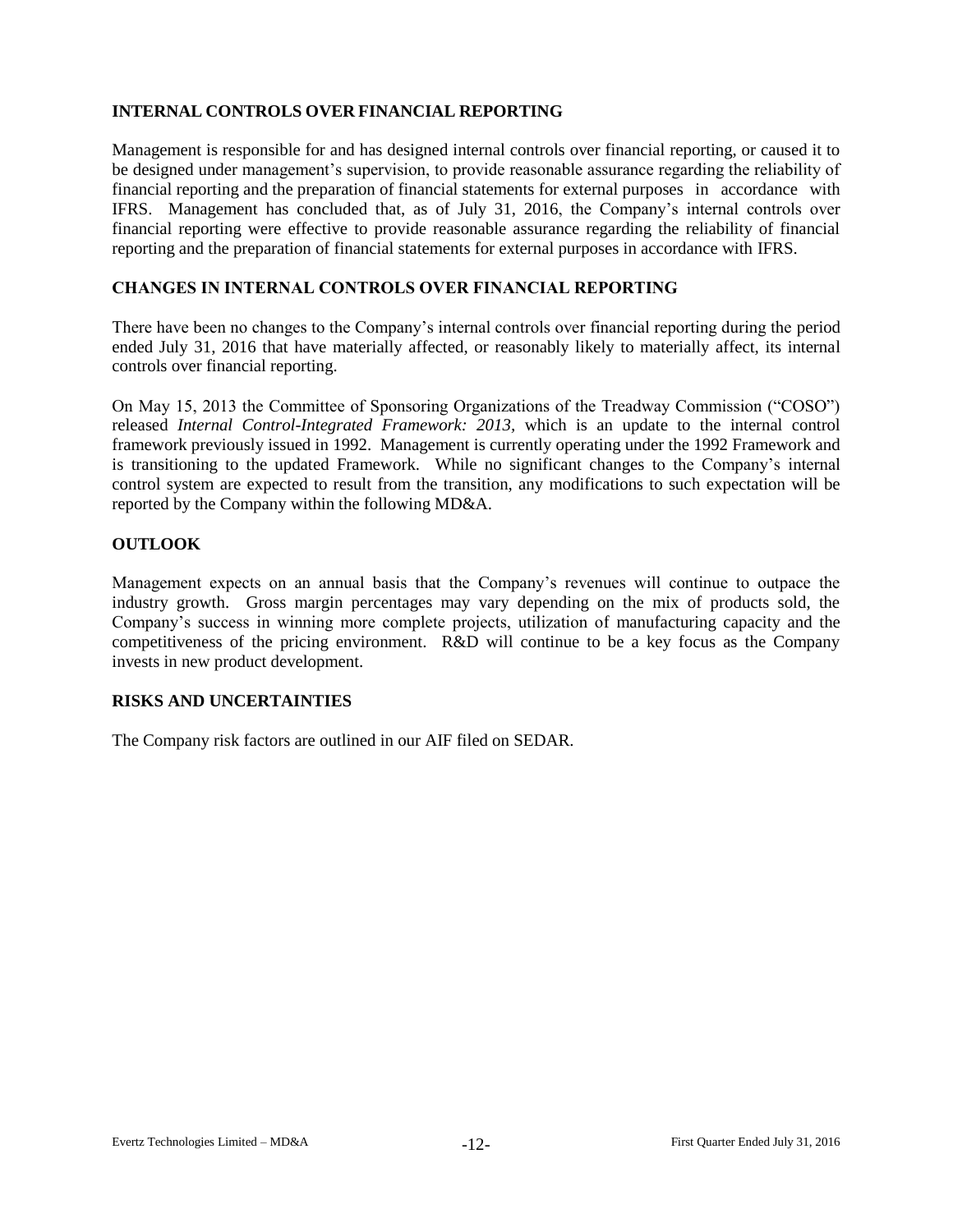## INTERNAL CONTROLS OVER FINANCIAL REPORTING

Management is responsible for and has designed internal controls over financial reporting, or caused it to be designed under management's supervision, to provide reasonable assurance regarding the reliability of financial reporting and the preparation of financial statements for external purposes in accordance with IFRS. Management has concluded that, as of July 31, 2016, the Company's internal controls over financial reporting were effective to provide reasonable assurance regarding the reliability of financial reporting and the preparation of financial statements for external purposes in accordance with IFRS.

## CHANGES IN INTERNAL CONTROLS OVER FINANCIAL REPORTING

There have been no changes to the Company's internal controls over financial reporting during the period ended July 31, 2016 that have materially affected, or reasonably likely to materially affect, its internal controls over financial reporting.

On May 15, 2013 the Committee of Sponsoring Organizations of the Treadway Commission ("COSO") released *Internal Control-Integrated Framework: 2013,* which is an update to the internal control framework previously issued in 1992. Management is currently operating under the 1992 Framework and is transitioning to the updated Framework. While no significant changes to the Company's internal control system are expected to result from the transition, any modifications to such expectation will be reported by the Company within the following MD&A.

## OUTLOOK

Management expects on an annual basis that the Company's revenues will continue to outpace the industry growth. Gross margin percentages may vary depending on the mix of products sold, the Company's success in winning more complete projects, utilization of manufacturing capacity and the competitiveness of the pricing environment. R&D will continue to be a key focus as the Company invests in new product development.

## RISKS AND UNCERTAINTIES

The Company risk factors are outlined in our AIF filed on SEDAR.